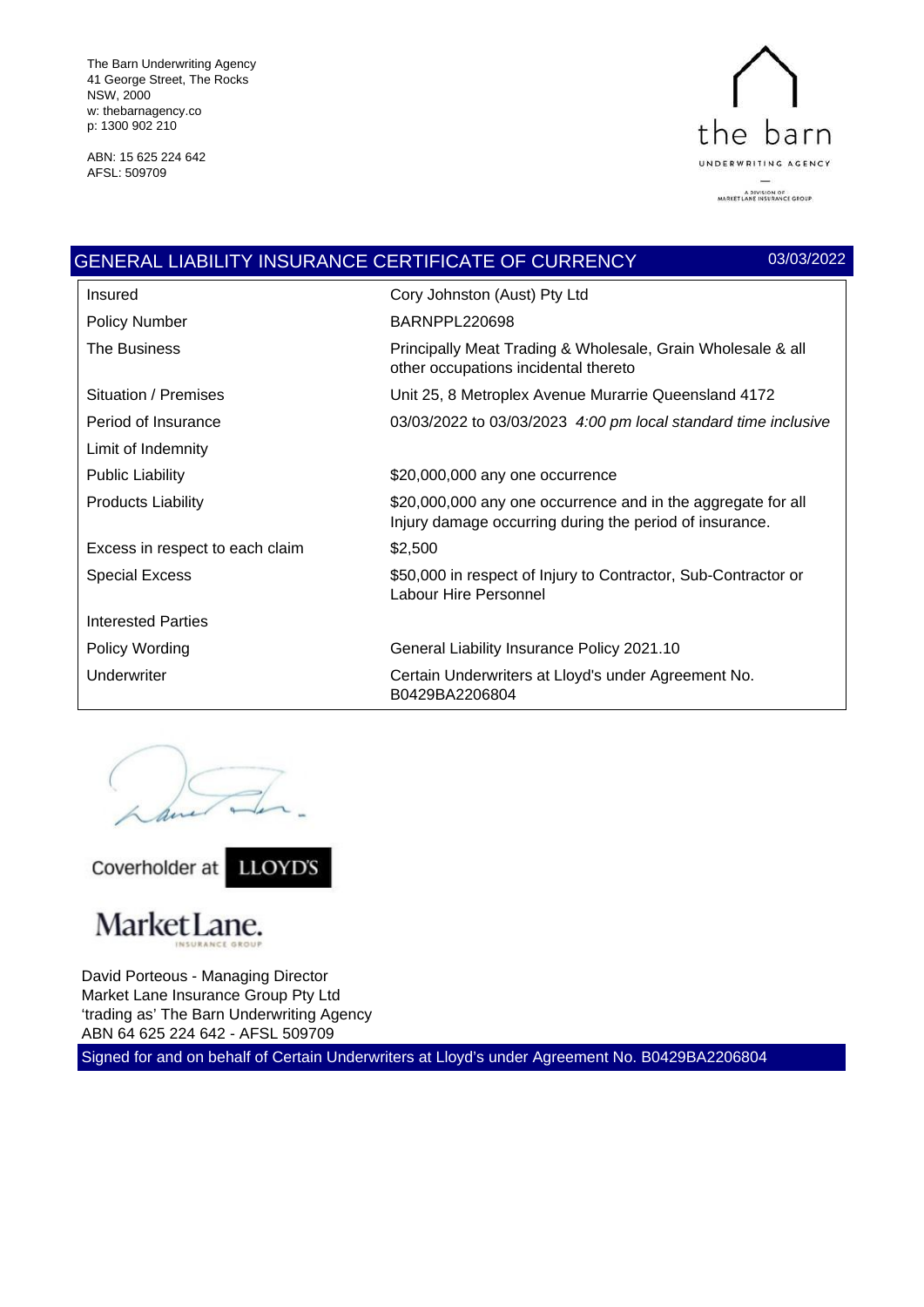The Barn Underwriting Agency
41 George Street, The Rocks
NSW, 2000
w: thebarnagency.co
p: 1300 902 210

ABN: 15 625 224 642
AFSL: 509709

the barn
UNDERWRITING AGENCY
A DIVISION OF MARKET LANE INSURANCE GROUP

## GENERAL LIABILITY INSURANCE CERTIFICATE OF CURRENCY

03/03/2022

| | |
|---|---|
| Insured | Cory Johnston (Aust) Pty Ltd |
| Policy Number | BARNPPL220698 |
| The Business | Principally Meat Trading & Wholesale, Grain Wholesale & all other occupations incidental thereto |
| Situation / Premises | Unit 25, 8 Metroplex Avenue Murarrie Queensland 4172 |
| Period of Insurance | 03/03/2022 to 03/03/2023 *4:00 pm local standard time inclusive* |
| Limit of Indemnity | |
| Public Liability | $20,000,000 any one occurrence |
| Products Liability | $20,000,000 any one occurrence and in the aggregate for all Injury damage occurring during the period of insurance. |
| Excess in respect to each claim | $2,500 |
| Special Excess | $50,000 in respect of Injury to Contractor, Sub-Contractor or Labour Hire Personnel |
| Interested Parties | |
| Policy Wording | General Liability Insurance Policy 2021.10 |
| Underwriter | Certain Underwriters at Lloyd's under Agreement No. B0429BA2206804 |

Coverholder at LLOYD'S

MarketLane.
INSURANCE GROUP

David Porteous - Managing Director
Market Lane Insurance Group Pty Ltd
'trading as' The Barn Underwriting Agency
ABN 64 625 224 642 - AFSL 509709

Signed for and on behalf of Certain Underwriters at Lloyd's under Agreement No. B0429BA2206804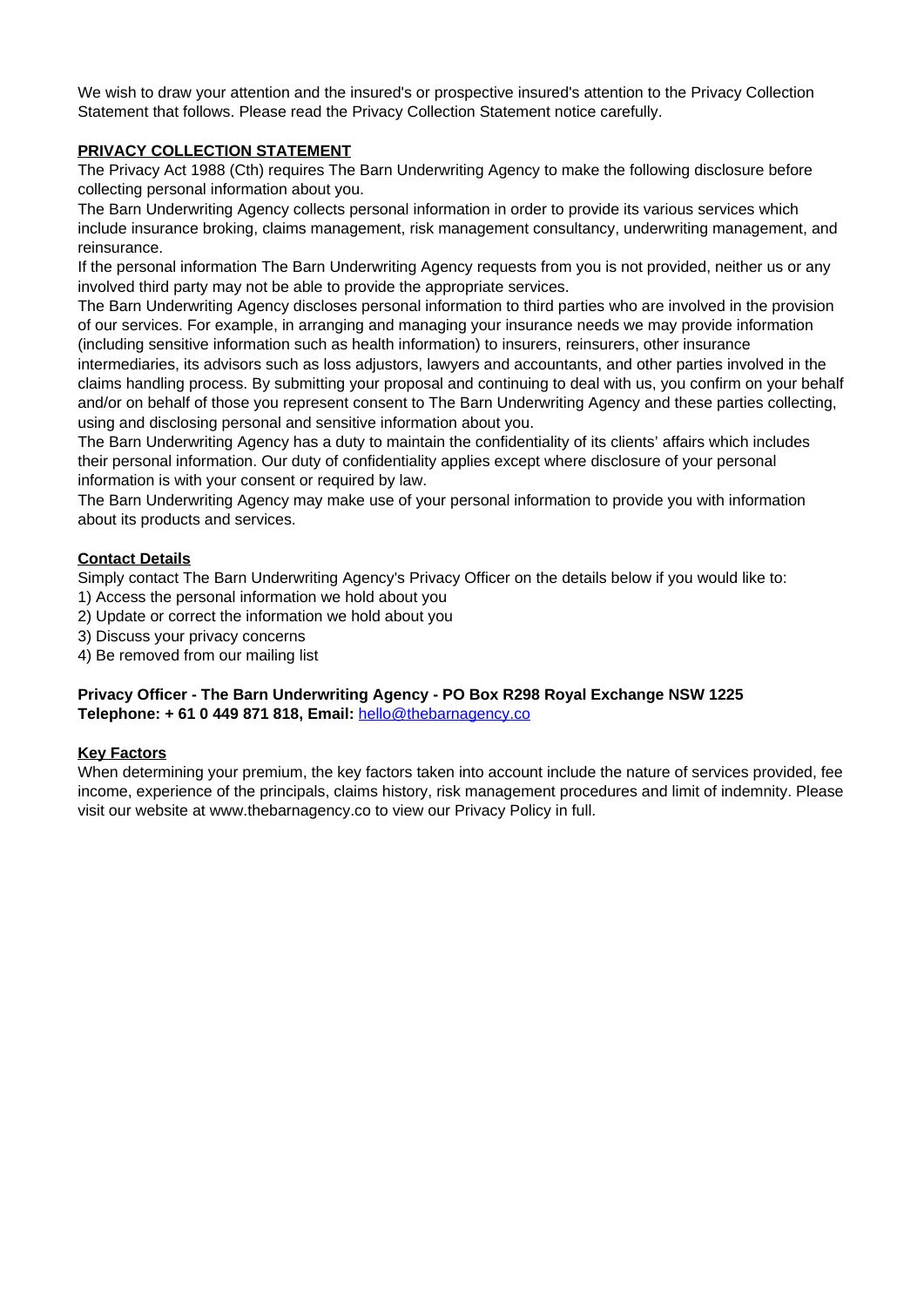We wish to draw your attention and the insured's or prospective insured's attention to the Privacy Collection Statement that follows. Please read the Privacy Collection Statement notice carefully.

**PRIVACY COLLECTION STATEMENT**

The Privacy Act 1988 (Cth) requires The Barn Underwriting Agency to make the following disclosure before collecting personal information about you.

The Barn Underwriting Agency collects personal information in order to provide its various services which include insurance broking, claims management, risk management consultancy, underwriting management, and reinsurance.

If the personal information The Barn Underwriting Agency requests from you is not provided, neither us or any involved third party may not be able to provide the appropriate services.

The Barn Underwriting Agency discloses personal information to third parties who are involved in the provision of our services. For example, in arranging and managing your insurance needs we may provide information (including sensitive information such as health information) to insurers, reinsurers, other insurance intermediaries, its advisors such as loss adjustors, lawyers and accountants, and other parties involved in the claims handling process. By submitting your proposal and continuing to deal with us, you confirm on your behalf and/or on behalf of those you represent consent to The Barn Underwriting Agency and these parties collecting, using and disclosing personal and sensitive information about you.

The Barn Underwriting Agency has a duty to maintain the confidentiality of its clients' affairs which includes their personal information. Our duty of confidentiality applies except where disclosure of your personal information is with your consent or required by law.

The Barn Underwriting Agency may make use of your personal information to provide you with information about its products and services.

**Contact Details**

Simply contact The Barn Underwriting Agency's Privacy Officer on the details below if you would like to:

1) Access the personal information we hold about you
2) Update or correct the information we hold about you
3) Discuss your privacy concerns
4) Be removed from our mailing list

**Privacy Officer - The Barn Underwriting Agency - PO Box R298 Royal Exchange NSW 1225**
**Telephone: + 61 0 449 871 818, Email:** hello@thebarnagency.co

**Key Factors**

When determining your premium, the key factors taken into account include the nature of services provided, fee income, experience of the principals, claims history, risk management procedures and limit of indemnity. Please visit our website at www.thebarnagency.co to view our Privacy Policy in full.